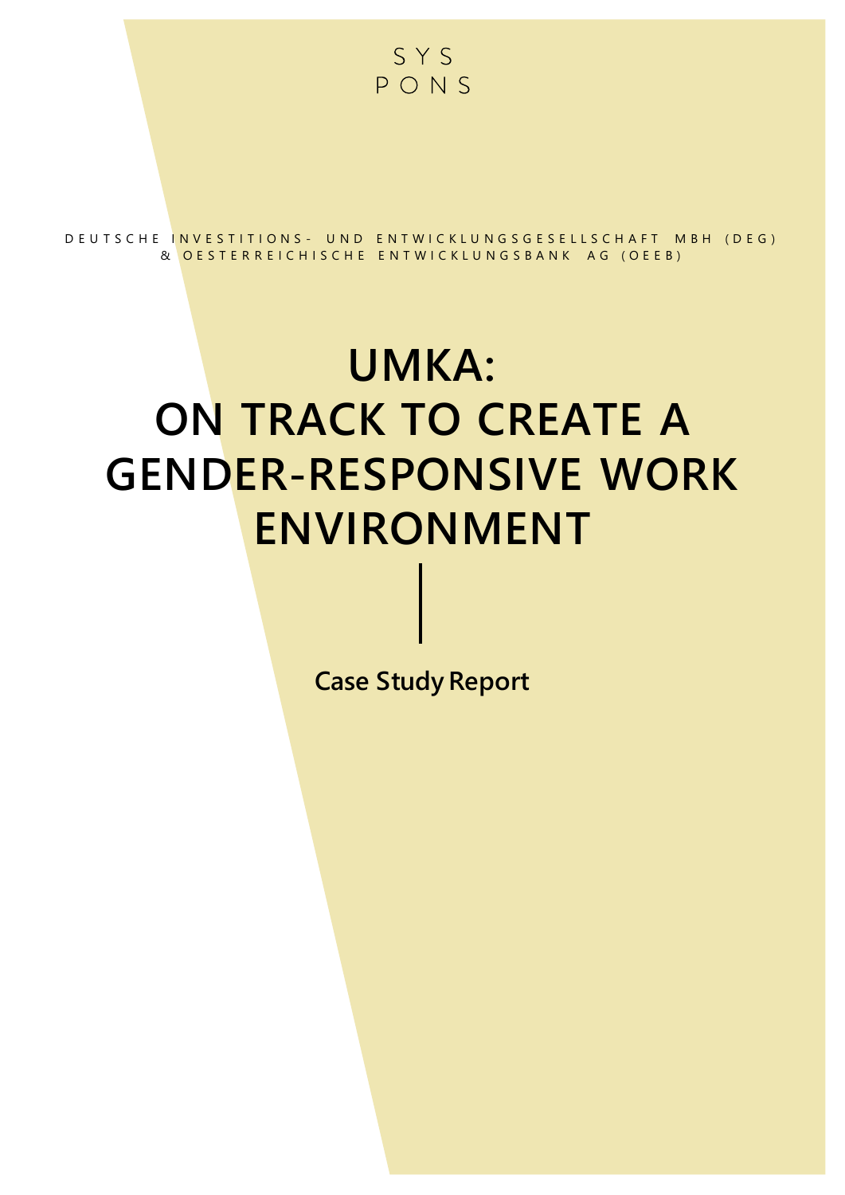SYS
PONS

DEUTSCHE INVESTITIONS- UND ENTWICKLUNGSGESELLSCHAFT MBH (DEG)
& OESTERREICHISCHE ENTWICKLUNGSBANK AG (OEEB)

# UMKA: ON TRACK TO CREATE A GENDER-RESPONSIVE WORK ENVIRONMENT

**Case Study Report**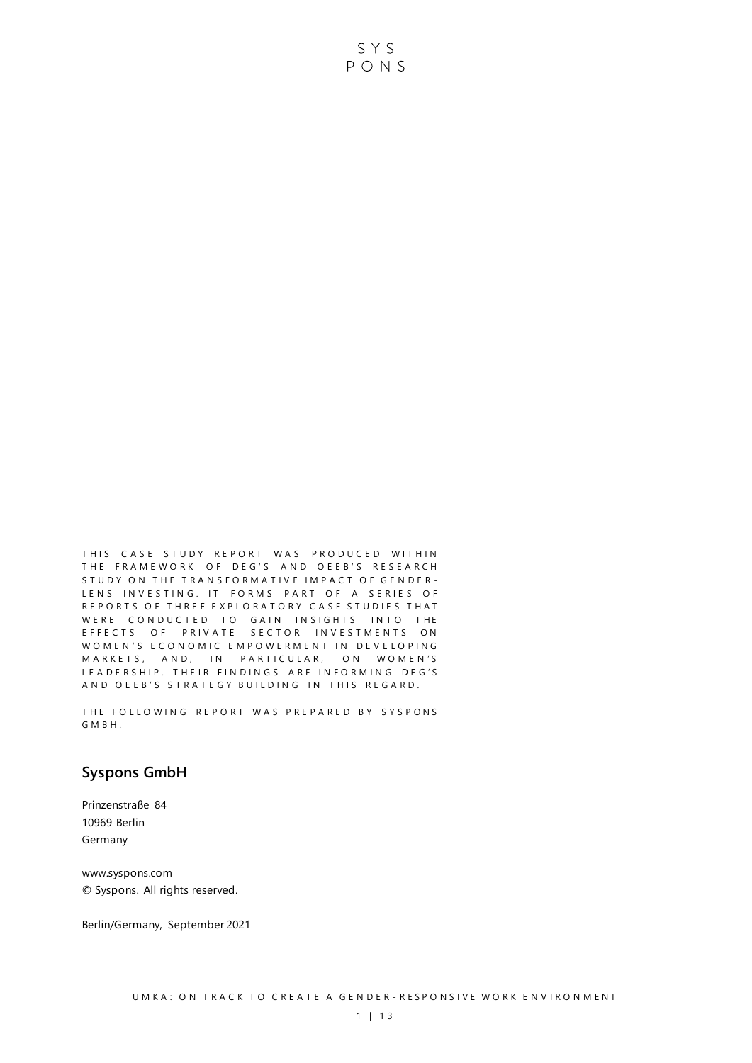THIS CASE STUDY REPORT WAS PRODUCED WITHIN THE FRAMEWORK OF DEG'S AND OEEB'S RESEARCH STUDY ON THE TRANSFORMATIVE IMPACT OF GENDER-LENS INVESTING. IT FORMS PART OF A SERIES OF REPORTS OF THREE EXPLORATORY CASE STUDIES THAT WERE CONDUCTED TO GAIN INSIGHTS INTO THE EFFECTS OF PRIVATE SECTOR INVESTMENTS ON WOMEN'S ECONOMIC EMPOWERMENT IN DEVELOPING MARKETS, AND, IN PARTICULAR, ON WOMEN'S LEADERSHIP. THEIR FINDINGS ARE INFORMING DEG'S AND OEEB'S STRATEGY BUILDING IN THIS REGARD.

THE FOLLOWING REPORT WAS PREPARED BY SYSPONS GMBH.

## Syspons GmbH

Prinzenstraße 84
10969 Berlin
Germany

www.syspons.com
© Syspons. All rights reserved.

Berlin/Germany, September 2021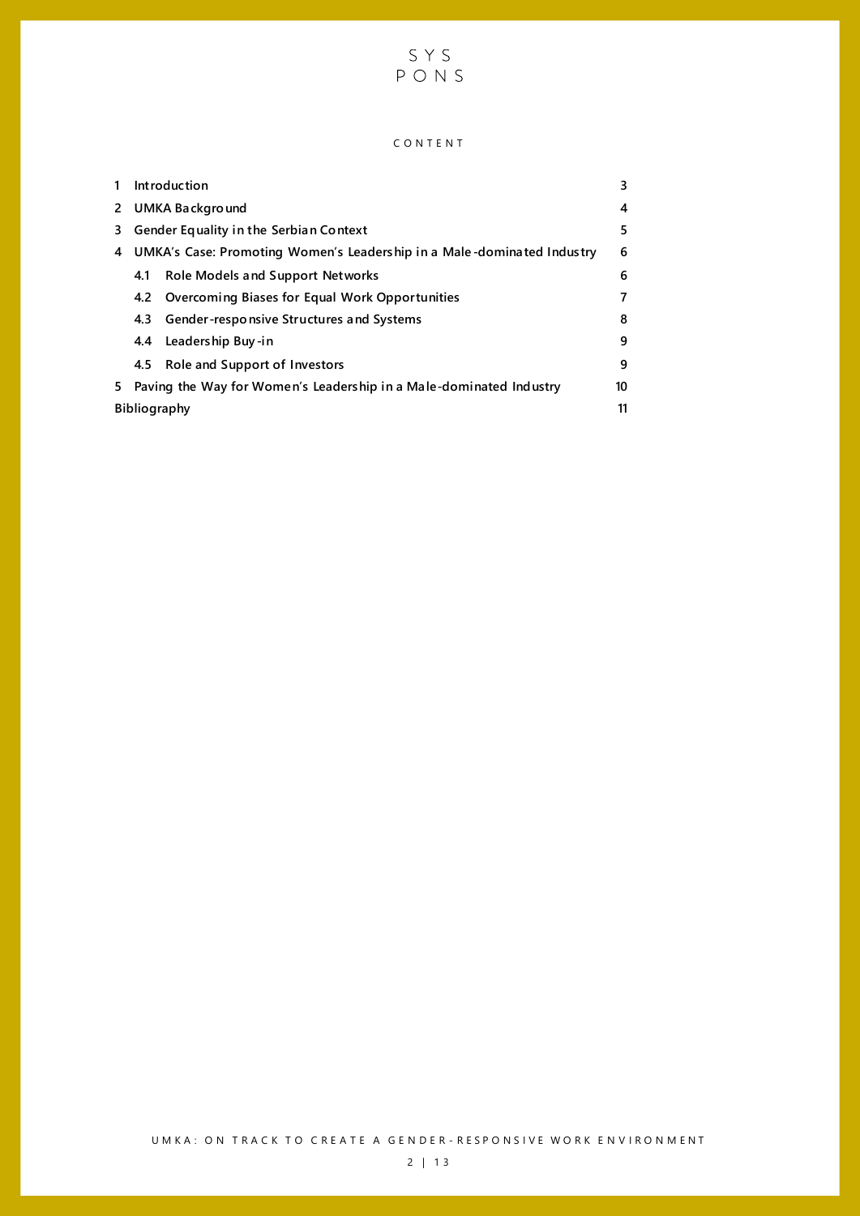# CONTENT

| | | |
|---|---|---|
| 1 | Introduction | 3 |
| 2 | UMKA Background | 4 |
| 3 | Gender Equality in the Serbian Context | 5 |
| 4 | UMKA's Case: Promoting Women's Leadership in a Male-dominated Industry | 6 |
| 4.1 | Role Models and Support Networks | 6 |
| 4.2 | Overcoming Biases for Equal Work Opportunities | 7 |
| 4.3 | Gender-responsive Structures and Systems | 8 |
| 4.4 | Leadership Buy-in | 9 |
| 4.5 | Role and Support of Investors | 9 |
| 5 | Paving the Way for Women's Leadership in a Male-dominated Industry | 10 |
| | Bibliography | 11 |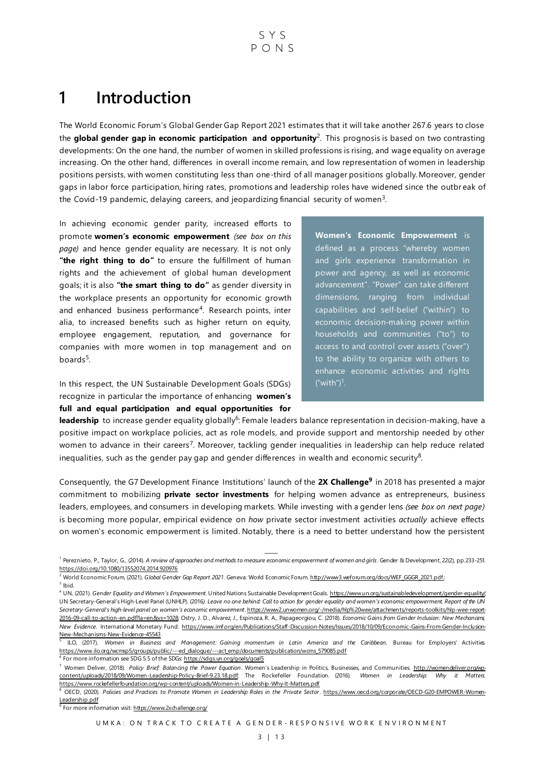# 1 Introduction

The World Economic Forum's Global Gender Gap Report 2021 estimates that it will take another 267.6 years to close the **global gender gap in economic participation and opportunity**[2]. This prognosis is based on two contrasting developments: On the one hand, the number of women in skilled professions is rising, and wage equality on average increasing. On the other hand, differences in overall income remain, and low representation of women in leadership positions persists, with women constituting less than one-third of all manager positions globally. Moreover, gender gaps in labor force participation, hiring rates, promotions and leadership roles have widened since the outbreak of the Covid-19 pandemic, delaying careers, and jeopardizing financial security of women[3].

In achieving economic gender parity, increased efforts to promote **women's economic empowerment** *(see box on this page)* and hence gender equality are necessary. It is not only **"the right thing to do"** to ensure the fulfillment of human rights and the achievement of global human development goals; it is also **"the smart thing to do"** as gender diversity in the workplace presents an opportunity for economic growth and enhanced business performance[4]. Research points, inter alia, to increased benefits such as higher return on equity, employee engagement, reputation, and governance for companies with more women in top management and on boards[5].

> **Women's Economic Empowerment** is defined as a process "whereby women and girls experience transformation in power and agency, as well as economic advancement". "Power" can take different dimensions, ranging from individual capabilities and self-belief ("within") to economic decision-making power within households and communities ("to") to access to and control over assets ("over") to the ability to organize with others to enhance economic activities and rights ("with")[1].

In this respect, the UN Sustainable Development Goals (SDGs) recognize in particular the importance of enhancing **women's full and equal participation and equal opportunities for leadership** to increase gender equality globally[6]: Female leaders balance representation in decision-making, have a positive impact on workplace policies, act as role models, and provide support and mentorship needed by other women to advance in their careers[7]. Moreover, tackling gender inequalities in leadership can help reduce related inequalities, such as the gender pay gap and gender differences in wealth and economic security[8].

Consequently, the G7 Development Finance Institutions' launch of the **2X Challenge**[9] in 2018 has presented a major commitment to mobilizing **private sector investments** for helping women advance as entrepreneurs, business leaders, employees, and consumers in developing markets. While investing with a gender lens *(see box on next page)* is becoming more popular, empirical evidence on *how* private sector investment activities *actually* achieve effects on women's economic empowerment is limited. Notably, there is a need to better understand how the persistent

---

[1] Pereznieto, P., Taylor, G., (2014). *A review of approaches and methods to measure economic empowerment of women and girls*. Gender & Development, 22(2), pp.233-251. https://doi.org/10.1080/13552074.2014.920976

[2] World Economic Forum, (2021). *Global Gender Gap Report 2021*. Geneva: World Economic Forum. http://www3.weforum.org/docs/WEF_GGGR_2021.pdf;

[3] Ibid.

[4] UN, (2021). *Gender Equality and Women's Empowerment*. United Nations Sustainable Development Goals. https://www.un.org/sustainabledevelopment/gender-equality/ UN Secretary-General's High-Level Panel (UNHLP). (2016). *Leave no one behind: Call to action for gender equality and women's economic empowerment. Report of the UN Secretary-General's high-level panel on women's economic empowerment*. https://www2.unwomen.org/-/media/hlp%20wee/attachments/reports-toolkits/hlp-wee-report-2016-09-call-to-action-en.pdf?la=en&vs=1028; Ostry, J. D., Alvarez, J., Espinoza, R. A., Papageorgiou, C. (2018). *Economic Gains from Gender Inclusion: New Mechanisms, New Evidence*. International Monetary Fund. https://www.imf.org/en/Publications/Staff-Discussion-Notes/Issues/2018/10/09/Economic-Gains-From-Gender-Inclusion-New-Mechanisms-New-Evidence-45543

[5] ILO, (2017). *Women in Business and Management: Gaining momentum in Latin America and the Caribbean*. Bureau for Employers' Activities. https://www.ilo.org/wcmsp5/groups/public/---ed_dialogue/---act_emp/documents/publication/wcms_579085.pdf

[6] For more information see SDG 5.5 of the SDGs: https://sdgs.un.org/goals/goal5

[7] Women Deliver, (2018). *Policy Brief: Balancing the Power Equation*. Women's Leadership in Politics, Businesses, and Communities. http://womendeliver.org/wp-content/uploads/2018/09/Women-Leadership-Policy-Brief-9.23.18.pdf; The Rockefeller Foundation. (2016). *Women in Leadership: Why it Matters*. https://www.rockefellerfoundation.org/wp-content/uploads/Women-in-Leadership-Why-It-Matters.pdf

[8] OECD, (2020). *Policies and Practices to Promote Women in Leadership Roles in the Private Sector*. https://www.oecd.org/corporate/OECD-G20-EMPOWER-Women-Leadership.pdf

[9] For more information visit: https://www.2xchallenge.org/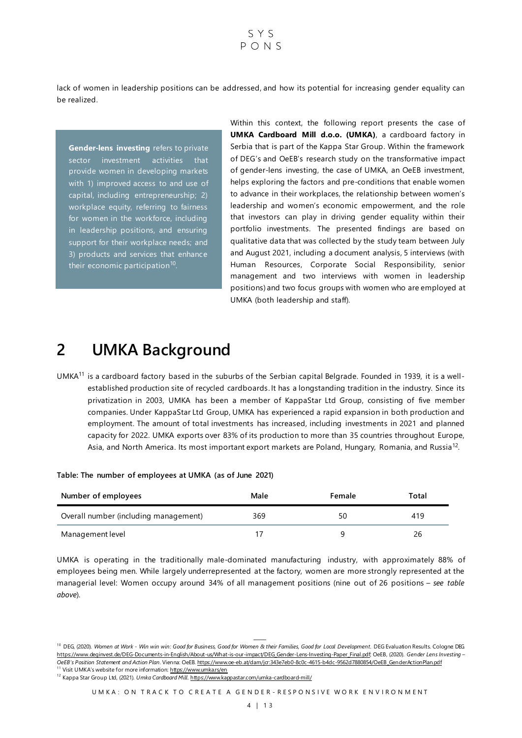lack of women in leadership positions can be addressed, and how its potential for increasing gender equality can be realized.

> **Gender-lens investing** refers to private sector investment activities that provide women in developing markets with 1) improved access to and use of capital, including entrepreneurship; 2) workplace equity, referring to fairness for women in the workforce, including in leadership positions, and ensuring support for their workplace needs; and 3) products and services that enhance their economic participation[10].

Within this context, the following report presents the case of **UMKA Cardboard Mill d.o.o. (UMKA)**, a cardboard factory in Serbia that is part of the Kappa Star Group. Within the framework of DEG's and OeEB's research study on the transformative impact of gender-lens investing, the case of UMKA, an OeEB investment, helps exploring the factors and pre-conditions that enable women to advance in their workplaces, the relationship between women's leadership and women's economic empowerment, and the role that investors can play in driving gender equality within their portfolio investments. The presented findings are based on qualitative data that was collected by the study team between July and August 2021, including a document analysis, 5 interviews (with Human Resources, Corporate Social Responsibility, senior management and two interviews with women in leadership positions) and two focus groups with women who are employed at UMKA (both leadership and staff).

# 2 UMKA Background

UMKA[11] is a cardboard factory based in the suburbs of the Serbian capital Belgrade. Founded in 1939, it is a well-established production site of recycled cardboards. It has a longstanding tradition in the industry. Since its privatization in 2003, UMKA has been a member of KappaStar Ltd Group, consisting of five member companies. Under KappaStar Ltd Group, UMKA has experienced a rapid expansion in both production and employment. The amount of total investments has increased, including investments in 2021 and planned capacity for 2022. UMKA exports over 83% of its production to more than 35 countries throughout Europe, Asia, and North America. Its most important export markets are Poland, Hungary, Romania, and Russia[12].

**Table: The number of employees at UMKA (as of June 2021)**

| Number of employees | Male | Female | Total |
|---|---|---|---|
| Overall number (including management) | 369 | 50 | 419 |
| Management level | 17 | 9 | 26 |

UMKA is operating in the traditionally male-dominated manufacturing industry, with approximately 88% of employees being men. While largely underrepresented at the factory, women are more strongly represented at the managerial level: Women occupy around 34% of all management positions (nine out of 26 positions – *see table above*).

---

[10] DEG, (2020). *Women at Work - Win win win: Good for Business, Good for Women & their Families, Good for Local Development*. DEG Evaluation Results. Cologne: DEG. https://www.deginvest.de/DEG-Documents-in-English/About-us/What-is-our-impact/DEG_Gender-Lens-Investing-Paper_Final.pdf; OeEB, (2020). *Gender Lens Investing – OeEB's Position Statement and Action Plan*. Vienna: OeEB. https://www.oe-eb.at/dam/jcr:343e7eb0-8c0c-4615-b4dc-9562d7880854/OeEB_GenderActionPlan.pdf

[11] Visit UMKA's website for more information: https://www.umka.rs/en

[12] Kappa Star Group Ltd, (2021). *Umka Cardboard Mill*. https://www.kappastar.com/umka-cardboard-mill/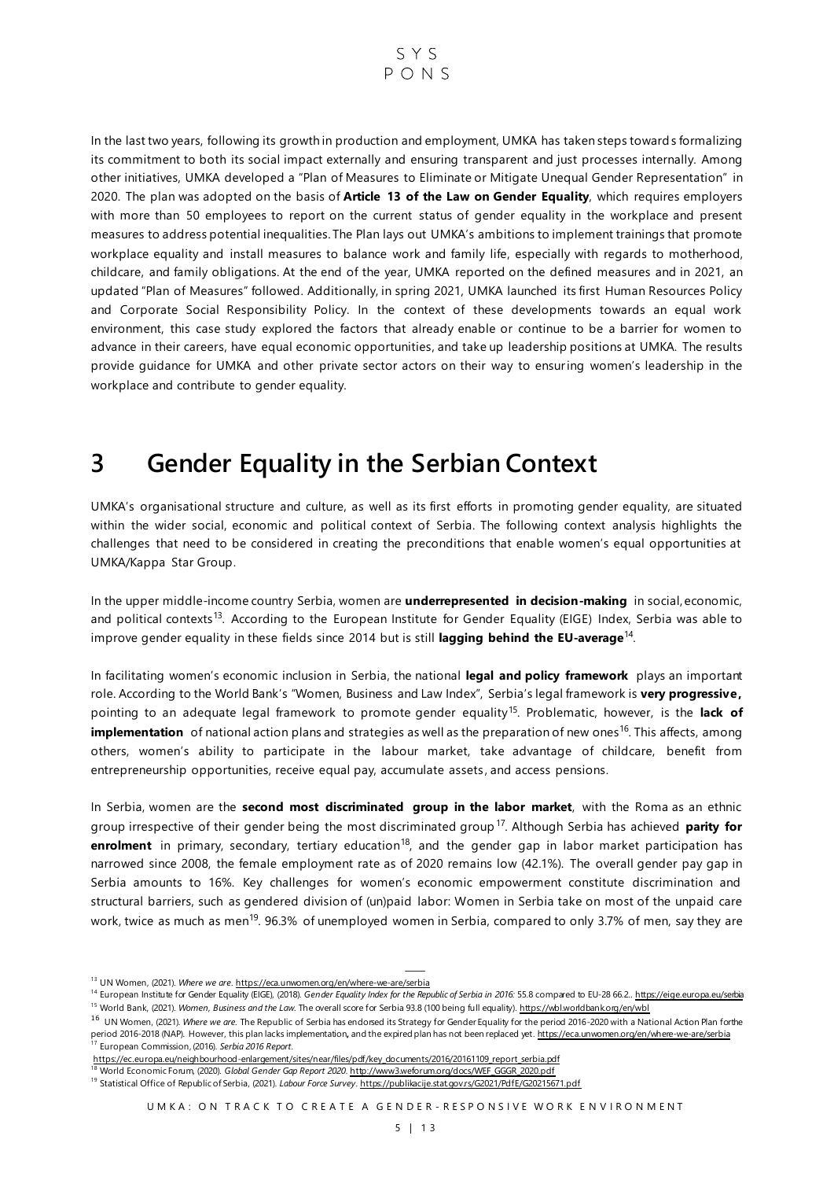In the last two years, following its growth in production and employment, UMKA has taken steps towards formalizing its commitment to both its social impact externally and ensuring transparent and just processes internally. Among other initiatives, UMKA developed a "Plan of Measures to Eliminate or Mitigate Unequal Gender Representation" in 2020. The plan was adopted on the basis of **Article 13 of the Law on Gender Equality**, which requires employers with more than 50 employees to report on the current status of gender equality in the workplace and present measures to address potential inequalities. The Plan lays out UMKA's ambitions to implement trainings that promote workplace equality and install measures to balance work and family life, especially with regards to motherhood, childcare, and family obligations. At the end of the year, UMKA reported on the defined measures and in 2021, an updated "Plan of Measures" followed. Additionally, in spring 2021, UMKA launched its first Human Resources Policy and Corporate Social Responsibility Policy. In the context of these developments towards an equal work environment, this case study explored the factors that already enable or continue to be a barrier for women to advance in their careers, have equal economic opportunities, and take up leadership positions at UMKA. The results provide guidance for UMKA and other private sector actors on their way to ensuring women's leadership in the workplace and contribute to gender equality.

# 3 Gender Equality in the Serbian Context

UMKA's organisational structure and culture, as well as its first efforts in promoting gender equality, are situated within the wider social, economic and political context of Serbia. The following context analysis highlights the challenges that need to be considered in creating the preconditions that enable women's equal opportunities at UMKA/Kappa Star Group.

In the upper middle-income country Serbia, women are **underrepresented in decision-making** in social, economic, and political contexts[13]. According to the European Institute for Gender Equality (EIGE) Index, Serbia was able to improve gender equality in these fields since 2014 but is still **lagging behind the EU-average**[14].

In facilitating women's economic inclusion in Serbia, the national **legal and policy framework** plays an important role. According to the World Bank's "Women, Business and Law Index", Serbia's legal framework is **very progressive,** pointing to an adequate legal framework to promote gender equality[15]. Problematic, however, is the **lack of implementation** of national action plans and strategies as well as the preparation of new ones[16]. This affects, among others, women's ability to participate in the labour market, take advantage of childcare, benefit from entrepreneurship opportunities, receive equal pay, accumulate assets, and access pensions.

In Serbia, women are the **second most discriminated group in the labor market**, with the Roma as an ethnic group irrespective of their gender being the most discriminated group[17]. Although Serbia has achieved **parity for enrolment** in primary, secondary, tertiary education[18], and the gender gap in labor market participation has narrowed since 2008, the female employment rate as of 2020 remains low (42.1%). The overall gender pay gap in Serbia amounts to 16%. Key challenges for women's economic empowerment constitute discrimination and structural barriers, such as gendered division of (un)paid labor: Women in Serbia take on most of the unpaid care work, twice as much as men[19]. 96.3% of unemployed women in Serbia, compared to only 3.7% of men, say they are

---

[13] UN Women, (2021). *Where we are*. https://eca.unwomen.org/en/where-we-are/serbia

[14] European Institute for Gender Equality (EIGE), (2018). *Gender Equality Index for the Republic of Serbia in 2016:* 55.8 compared to EU-28 66.2.. https://eige.europa.eu/serbia

[15] World Bank, (2021). *Women, Business and the Law*. The overall score for Serbia 93.8 (100 being full equality). https://wbl.worldbank.org/en/wbl

[16] UN Women, (2021). *Where we are*. The Republic of Serbia has endorsed its Strategy for Gender Equality for the period 2016-2020 with a National Action Plan for the period 2016-2018 (NAP). However, this plan lacks implementation, and the expired plan has not been replaced yet. https://eca.unwomen.org/en/where-we-are/serbia

[17] European Commission, (2016). *Serbia 2016 Report*. https://ec.europa.eu/neighbourhood-enlargement/sites/near/files/pdf/key_documents/2016/20161109_report_serbia.pdf

[18] World Economic Forum, (2020). *Global Gender Gap Report 2020*. http://www3.weforum.org/docs/WEF_GGGR_2020.pdf

[19] Statistical Office of Republic of Serbia, (2021). *Labour Force Survey*. https://publikacije.stat.gov.rs/G2021/PdfE/G20215671.pdf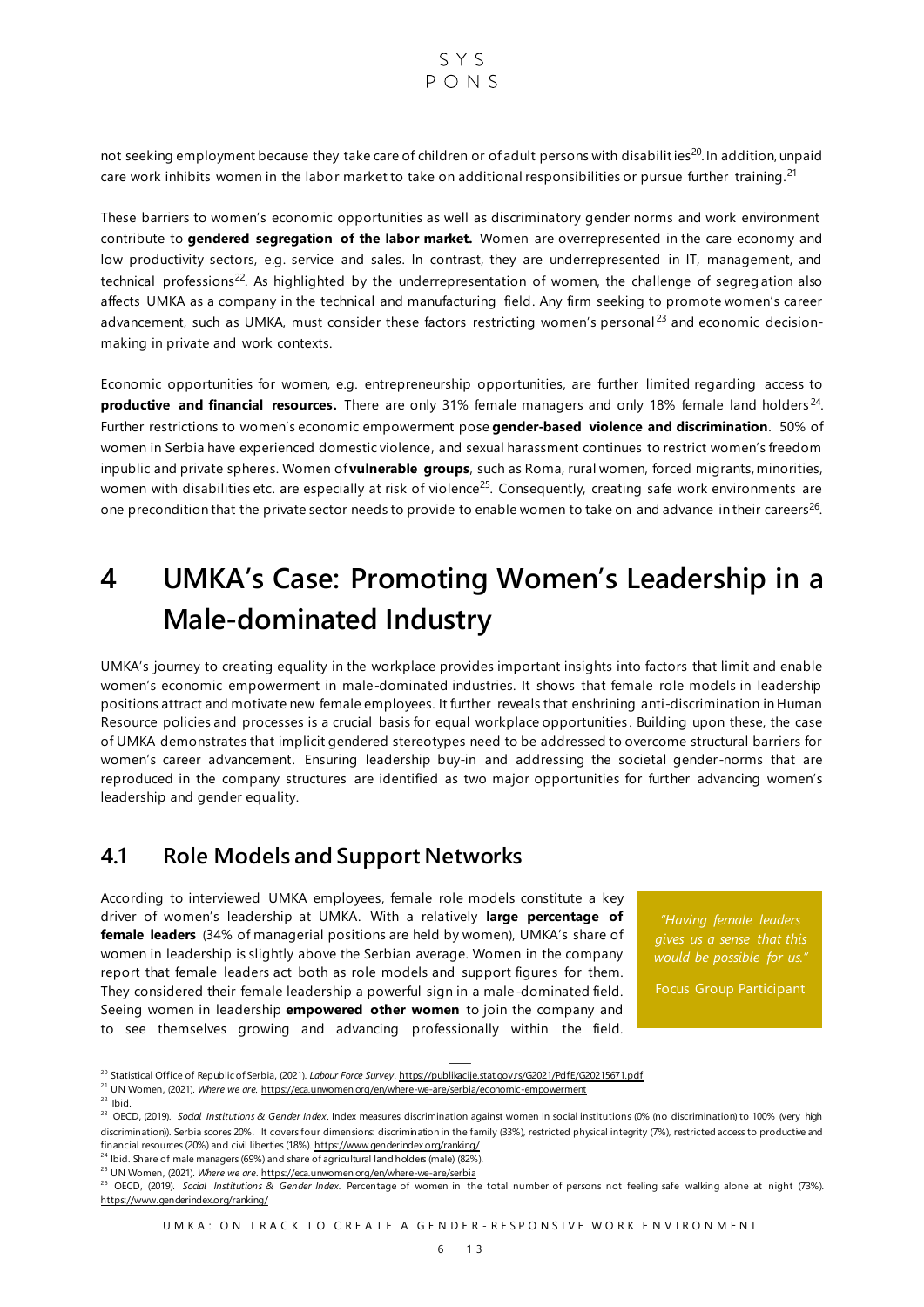not seeking employment because they take care of children or of adult persons with disabilities[20]. In addition, unpaid care work inhibits women in the labor market to take on additional responsibilities or pursue further training.[21]

These barriers to women's economic opportunities as well as discriminatory gender norms and work environment contribute to **gendered segregation of the labor market.** Women are overrepresented in the care economy and low productivity sectors, e.g. service and sales. In contrast, they are underrepresented in IT, management, and technical professions[22]. As highlighted by the underrepresentation of women, the challenge of segregation also affects UMKA as a company in the technical and manufacturing field. Any firm seeking to promote women's career advancement, such as UMKA, must consider these factors restricting women's personal[23] and economic decision-making in private and work contexts.

Economic opportunities for women, e.g. entrepreneurship opportunities, are further limited regarding access to **productive and financial resources.** There are only 31% female managers and only 18% female land holders[24]. Further restrictions to women's economic empowerment pose **gender-based violence and discrimination**. 50% of women in Serbia have experienced domestic violence, and sexual harassment continues to restrict women's freedom inpublic and private spheres. Women of **vulnerable groups**, such as Roma, rural women, forced migrants, minorities, women with disabilities etc. are especially at risk of violence[25]. Consequently, creating safe work environments are one precondition that the private sector needs to provide to enable women to take on and advance in their careers[26].

# 4 UMKA's Case: Promoting Women's Leadership in a Male-dominated Industry

UMKA's journey to creating equality in the workplace provides important insights into factors that limit and enable women's economic empowerment in male-dominated industries. It shows that female role models in leadership positions attract and motivate new female employees. It further reveals that enshrining anti-discrimination in Human Resource policies and processes is a crucial basis for equal workplace opportunities. Building upon these, the case of UMKA demonstrates that implicit gendered stereotypes need to be addressed to overcome structural barriers for women's career advancement. Ensuring leadership buy-in and addressing the societal gender-norms that are reproduced in the company structures are identified as two major opportunities for further advancing women's leadership and gender equality.

## 4.1 Role Models and Support Networks

According to interviewed UMKA employees, female role models constitute a key driver of women's leadership at UMKA. With a relatively **large percentage of female leaders** (34% of managerial positions are held by women), UMKA's share of women in leadership is slightly above the Serbian average. Women in the company report that female leaders act both as role models and support figures for them. They considered their female leadership a powerful sign in a male-dominated field. Seeing women in leadership **empowered other women** to join the company and to see themselves growing and advancing professionally within the field.

> *"Having female leaders gives us a sense that this would be possible for us."*
>
> Focus Group Participant

---

[20] Statistical Office of Republic of Serbia, (2021). *Labour Force Survey*. https://publikacije.stat.gov.rs/G2021/PdfE/G20215671.pdf

[21] UN Women, (2021). *Where we are*. https://eca.unwomen.org/en/where-we-are/serbia/economic-empowerment

[22] Ibid.

[23] OECD, (2019). *Social Institutions & Gender Index*. Index measures discrimination against women in social institutions (0% (no discrimination) to 100% (very high discrimination)). Serbia scores 20%. It covers four dimensions: discrimination in the family (33%), restricted physical integrity (7%), restricted access to productive and financial resources (20%) and civil liberties (18%). https://www.genderindex.org/ranking/

[24] Ibid. Share of male managers (69%) and share of agricultural land holders (male) (82%).

[25] UN Women, (2021). *Where we are*. https://eca.unwomen.org/en/where-we-are/serbia

[26] OECD, (2019). *Social Institutions & Gender Index*. Percentage of women in the total number of persons not feeling safe walking alone at night (73%). https://www.genderindex.org/ranking/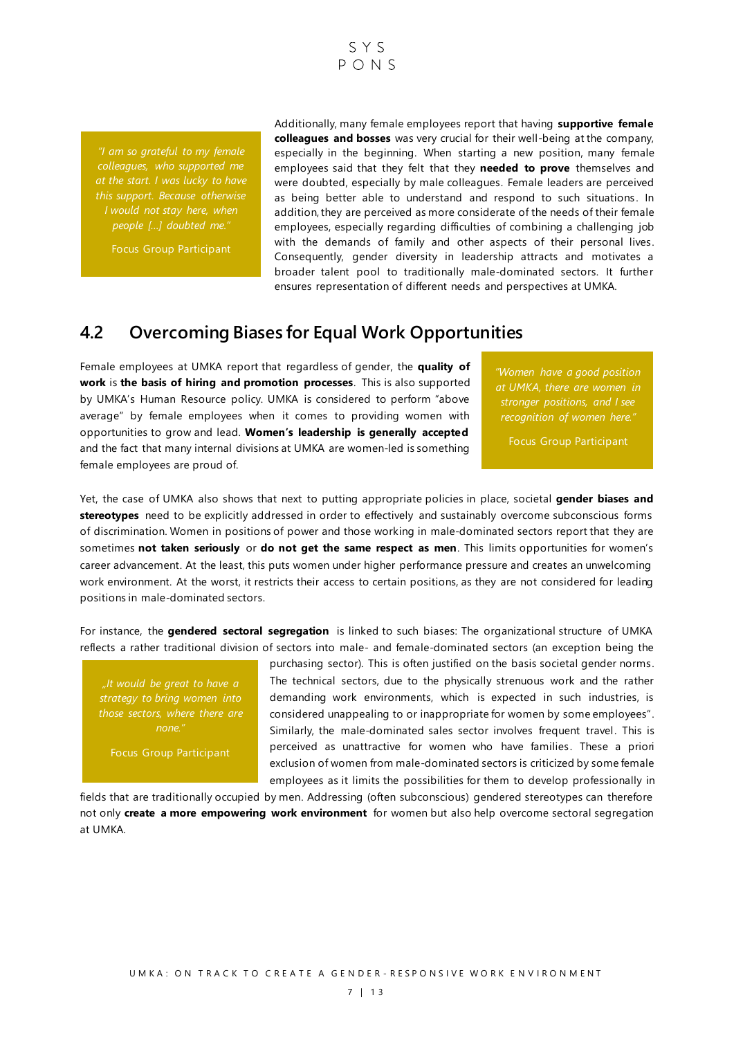> *"I am so grateful to my female colleagues, who supported me at the start. I was lucky to have this support. Because otherwise I would not stay here, when people […] doubted me."*
>
> Focus Group Participant

Additionally, many female employees report that having **supportive female colleagues and bosses** was very crucial for their well-being at the company, especially in the beginning. When starting a new position, many female employees said that they felt that they **needed to prove** themselves and were doubted, especially by male colleagues. Female leaders are perceived as being better able to understand and respond to such situations. In addition, they are perceived as more considerate of the needs of their female employees, especially regarding difficulties of combining a challenging job with the demands of family and other aspects of their personal lives. Consequently, gender diversity in leadership attracts and motivates a broader talent pool to traditionally male-dominated sectors. It further ensures representation of different needs and perspectives at UMKA.

## 4.2 Overcoming Biases for Equal Work Opportunities

Female employees at UMKA report that regardless of gender, the **quality of work** is **the basis of hiring and promotion processes**. This is also supported by UMKA's Human Resource policy. UMKA is considered to perform "above average" by female employees when it comes to providing women with opportunities to grow and lead. **Women's leadership is generally accepted** and the fact that many internal divisions at UMKA are women-led is something female employees are proud of.

> *"Women have a good position at UMKA, there are women in stronger positions, and I see recognition of women here."*
>
> Focus Group Participant

Yet, the case of UMKA also shows that next to putting appropriate policies in place, societal **gender biases and stereotypes** need to be explicitly addressed in order to effectively and sustainably overcome subconscious forms of discrimination. Women in positions of power and those working in male-dominated sectors report that they are sometimes **not taken seriously** or **do not get the same respect as men**. This limits opportunities for women's career advancement. At the least, this puts women under higher performance pressure and creates an unwelcoming work environment. At the worst, it restricts their access to certain positions, as they are not considered for leading positions in male-dominated sectors.

For instance, the **gendered sectoral segregation** is linked to such biases: The organizational structure of UMKA reflects a rather traditional division of sectors into male- and female-dominated sectors (an exception being the purchasing sector). This is often justified on the basis societal gender norms. The technical sectors, due to the physically strenuous work and the rather demanding work environments, which is expected in such industries, is considered unappealing to or inappropriate for women by some employees". Similarly, the male-dominated sales sector involves frequent travel. This is perceived as unattractive for women who have families. These a priori exclusion of women from male-dominated sectors is criticized by some female employees as it limits the possibilities for them to develop professionally in fields that are traditionally occupied by men. Addressing (often subconscious) gendered stereotypes can therefore not only **create a more empowering work environment** for women but also help overcome sectoral segregation at UMKA.

> *„It would be great to have a strategy to bring women into those sectors, where there are none."*
>
> Focus Group Participant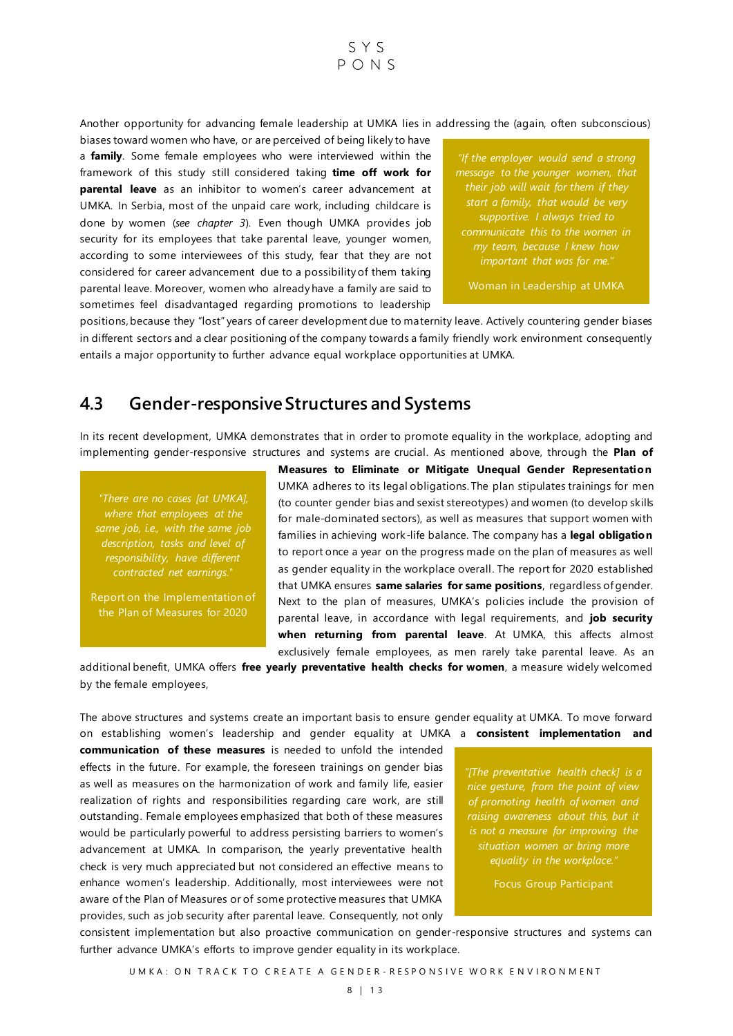Another opportunity for advancing female leadership at UMKA lies in addressing the (again, often subconscious) biases toward women who have, or are perceived of being likely to have a **family**. Some female employees who were interviewed within the framework of this study still considered taking **time off work for parental leave** as an inhibitor to women's career advancement at UMKA. In Serbia, most of the unpaid care work, including childcare is done by women (*see chapter 3*). Even though UMKA provides job security for its employees that take parental leave, younger women, according to some interviewees of this study, fear that they are not considered for career advancement due to a possibility of them taking parental leave. Moreover, women who already have a family are said to sometimes feel disadvantaged regarding promotions to leadership positions, because they "lost" years of career development due to maternity leave. Actively countering gender biases in different sectors and a clear positioning of the company towards a family friendly work environment consequently entails a major opportunity to further advance equal workplace opportunities at UMKA.

> *"If the employer would send a strong message to the younger women, that their job will wait for them if they start a family, that would be very supportive. I always tried to communicate this to the women in my team, because I knew how important that was for me."*
>
> Woman in Leadership at UMKA

## 4.3 Gender-responsive Structures and Systems

In its recent development, UMKA demonstrates that in order to promote equality in the workplace, adopting and implementing gender-responsive structures and systems are crucial. As mentioned above, through the **Plan of Measures to Eliminate or Mitigate Unequal Gender Representation** UMKA adheres to its legal obligations. The plan stipulates trainings for men (to counter gender bias and sexist stereotypes) and women (to develop skills for male-dominated sectors), as well as measures that support women with families in achieving work-life balance. The company has a **legal obligation** to report once a year on the progress made on the plan of measures as well as gender equality in the workplace overall. The report for 2020 established that UMKA ensures **same salaries for same positions**, regardless of gender. Next to the plan of measures, UMKA's policies include the provision of parental leave, in accordance with legal requirements, and **job security when returning from parental leave**. At UMKA, this affects almost exclusively female employees, as men rarely take parental leave. As an additional benefit, UMKA offers **free yearly preventative health checks for women**, a measure widely welcomed by the female employees,

> *"There are no cases [at UMKA], where that employees at the same job, i.e., with the same job description, tasks and level of responsibility, have different contracted net earnings."*
>
> Report on the Implementation of the Plan of Measures for 2020

The above structures and systems create an important basis to ensure gender equality at UMKA. To move forward on establishing women's leadership and gender equality at UMKA a **consistent implementation and communication of these measures** is needed to unfold the intended effects in the future. For example, the foreseen trainings on gender bias as well as measures on the harmonization of work and family life, easier realization of rights and responsibilities regarding care work, are still outstanding. Female employees emphasized that both of these measures would be particularly powerful to address persisting barriers to women's advancement at UMKA. In comparison, the yearly preventative health check is very much appreciated but not considered an effective means to enhance women's leadership. Additionally, most interviewees were not aware of the Plan of Measures or of some protective measures that UMKA provides, such as job security after parental leave. Consequently, not only consistent implementation but also proactive communication on gender-responsive structures and systems can further advance UMKA's efforts to improve gender equality in its workplace.

> *"[The preventative health check] is a nice gesture, from the point of view of promoting health of women and raising awareness about this, but it is not a measure for improving the situation women or bring more equality in the workplace."*
>
> Focus Group Participant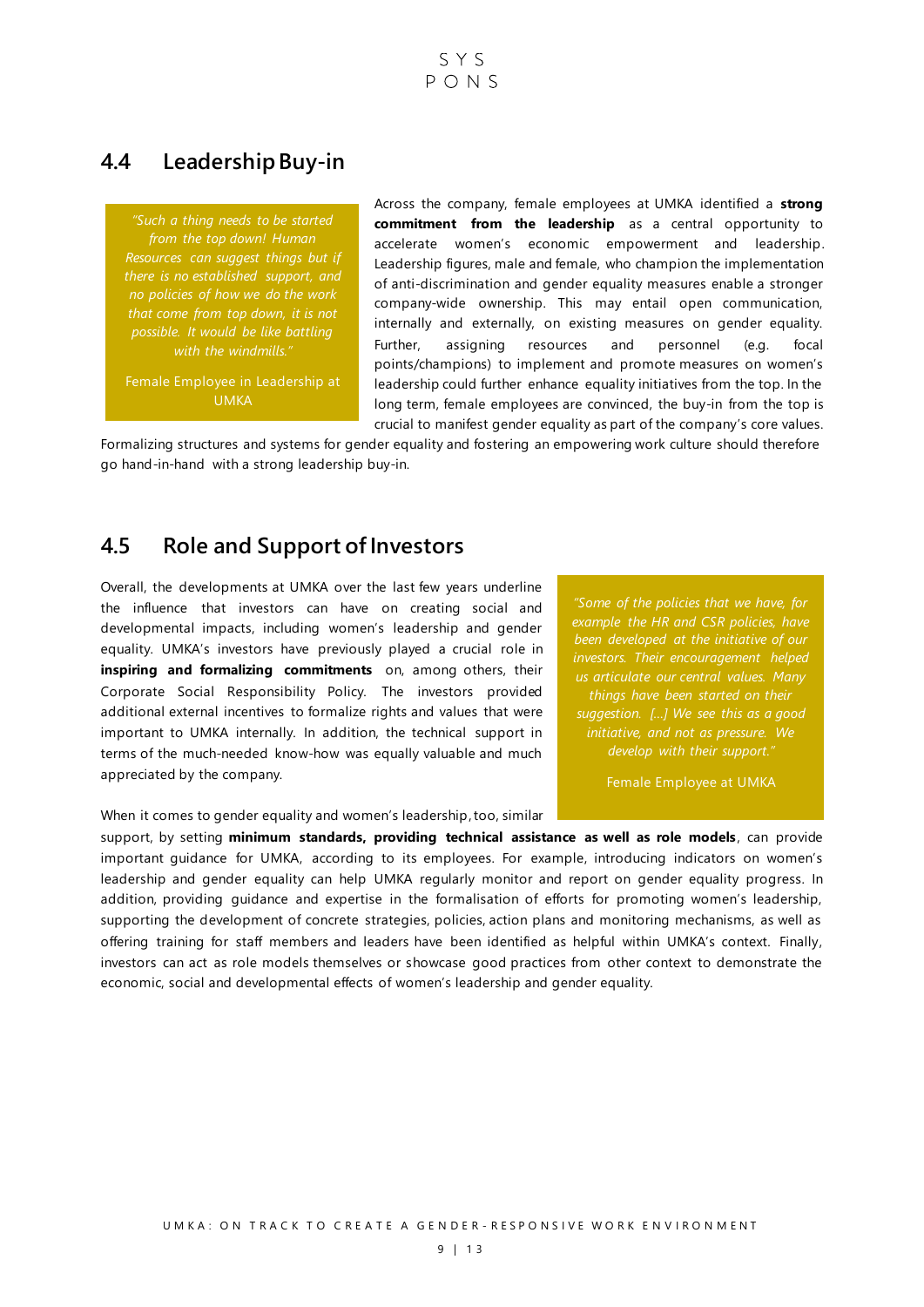## 4.4 Leadership Buy-in

> *"Such a thing needs to be started from the top down! Human Resources can suggest things but if there is no established support, and no policies of how we do the work that come from top down, it is not possible. It would be like battling with the windmills."*
>
> Female Employee in Leadership at UMKA

Across the company, female employees at UMKA identified a **strong commitment from the leadership** as a central opportunity to accelerate women's economic empowerment and leadership. Leadership figures, male and female, who champion the implementation of anti-discrimination and gender equality measures enable a stronger company-wide ownership. This may entail open communication, internally and externally, on existing measures on gender equality. Further, assigning resources and personnel (e.g. focal points/champions) to implement and promote measures on women's leadership could further enhance equality initiatives from the top. In the long term, female employees are convinced, the buy-in from the top is crucial to manifest gender equality as part of the company's core values. Formalizing structures and systems for gender equality and fostering an empowering work culture should therefore go hand-in-hand with a strong leadership buy-in.

## 4.5 Role and Support of Investors

Overall, the developments at UMKA over the last few years underline the influence that investors can have on creating social and developmental impacts, including women's leadership and gender equality. UMKA's investors have previously played a crucial role in **inspiring and formalizing commitments** on, among others, their Corporate Social Responsibility Policy. The investors provided additional external incentives to formalize rights and values that were important to UMKA internally. In addition, the technical support in terms of the much-needed know-how was equally valuable and much appreciated by the company.

> *"Some of the policies that we have, for example the HR and CSR policies, have been developed at the initiative of our investors. Their encouragement helped us articulate our central values. Many things have been started on their suggestion. […] We see this as a good initiative, and not as pressure. We develop with their support."*
>
> Female Employee at UMKA

When it comes to gender equality and women's leadership, too, similar support, by setting **minimum standards, providing technical assistance as well as role models**, can provide important guidance for UMKA, according to its employees. For example, introducing indicators on women's leadership and gender equality can help UMKA regularly monitor and report on gender equality progress. In addition, providing guidance and expertise in the formalisation of efforts for promoting women's leadership, supporting the development of concrete strategies, policies, action plans and monitoring mechanisms, as well as offering training for staff members and leaders have been identified as helpful within UMKA's context. Finally, investors can act as role models themselves or showcase good practices from other context to demonstrate the economic, social and developmental effects of women's leadership and gender equality.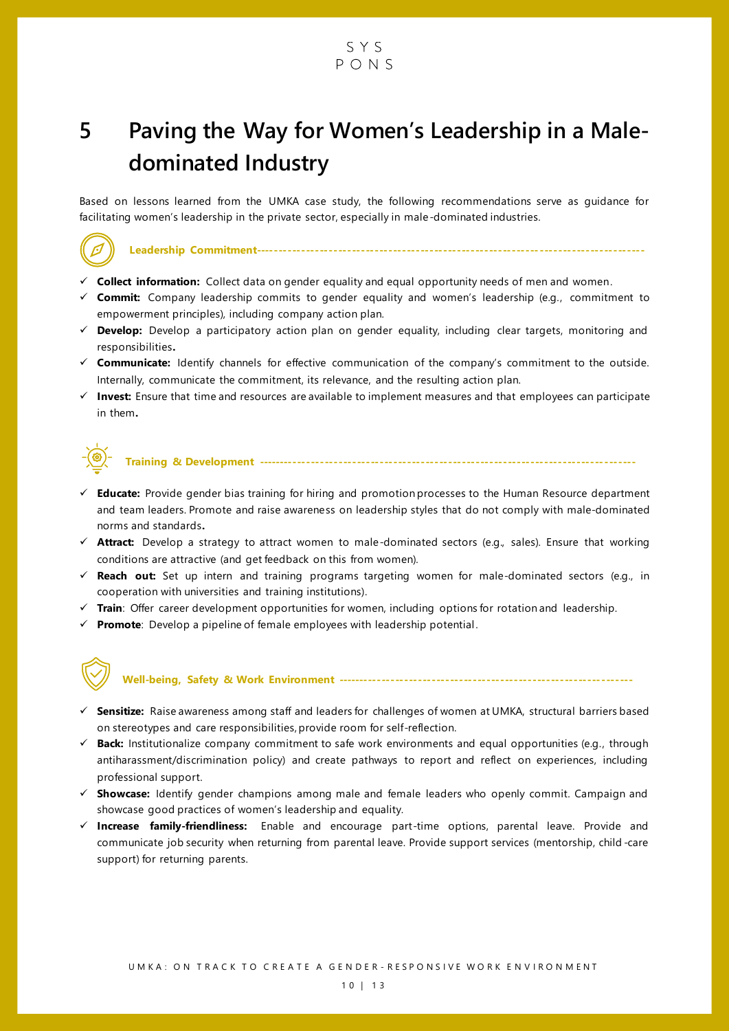# 5 Paving the Way for Women's Leadership in a Male-dominated Industry

Based on lessons learned from the UMKA case study, the following recommendations serve as guidance for facilitating women's leadership in the private sector, especially in male-dominated industries.

### Leadership Commitment

- ✓ **Collect information:** Collect data on gender equality and equal opportunity needs of men and women.
- ✓ **Commit:** Company leadership commits to gender equality and women's leadership (e.g., commitment to empowerment principles), including company action plan.
- ✓ **Develop:** Develop a participatory action plan on gender equality, including clear targets, monitoring and responsibilities.
- ✓ **Communicate:** Identify channels for effective communication of the company's commitment to the outside. Internally, communicate the commitment, its relevance, and the resulting action plan.
- ✓ **Invest:** Ensure that time and resources are available to implement measures and that employees can participate in them.

### Training & Development

- ✓ **Educate:** Provide gender bias training for hiring and promotion processes to the Human Resource department and team leaders. Promote and raise awareness on leadership styles that do not comply with male-dominated norms and standards.
- ✓ **Attract:** Develop a strategy to attract women to male-dominated sectors (e.g., sales). Ensure that working conditions are attractive (and get feedback on this from women).
- ✓ **Reach out:** Set up intern and training programs targeting women for male-dominated sectors (e.g., in cooperation with universities and training institutions).
- ✓ **Train**: Offer career development opportunities for women, including options for rotation and leadership.
- ✓ **Promote**: Develop a pipeline of female employees with leadership potential.

### Well-being, Safety & Work Environment

- ✓ **Sensitize:** Raise awareness among staff and leaders for challenges of women at UMKA, structural barriers based on stereotypes and care responsibilities, provide room for self-reflection.
- ✓ **Back:** Institutionalize company commitment to safe work environments and equal opportunities (e.g., through antiharassment/discrimination policy) and create pathways to report and reflect on experiences, including professional support.
- ✓ **Showcase:** Identify gender champions among male and female leaders who openly commit. Campaign and showcase good practices of women's leadership and equality.
- ✓ **Increase family-friendliness:** Enable and encourage part-time options, parental leave. Provide and communicate job security when returning from parental leave. Provide support services (mentorship, child-care support) for returning parents.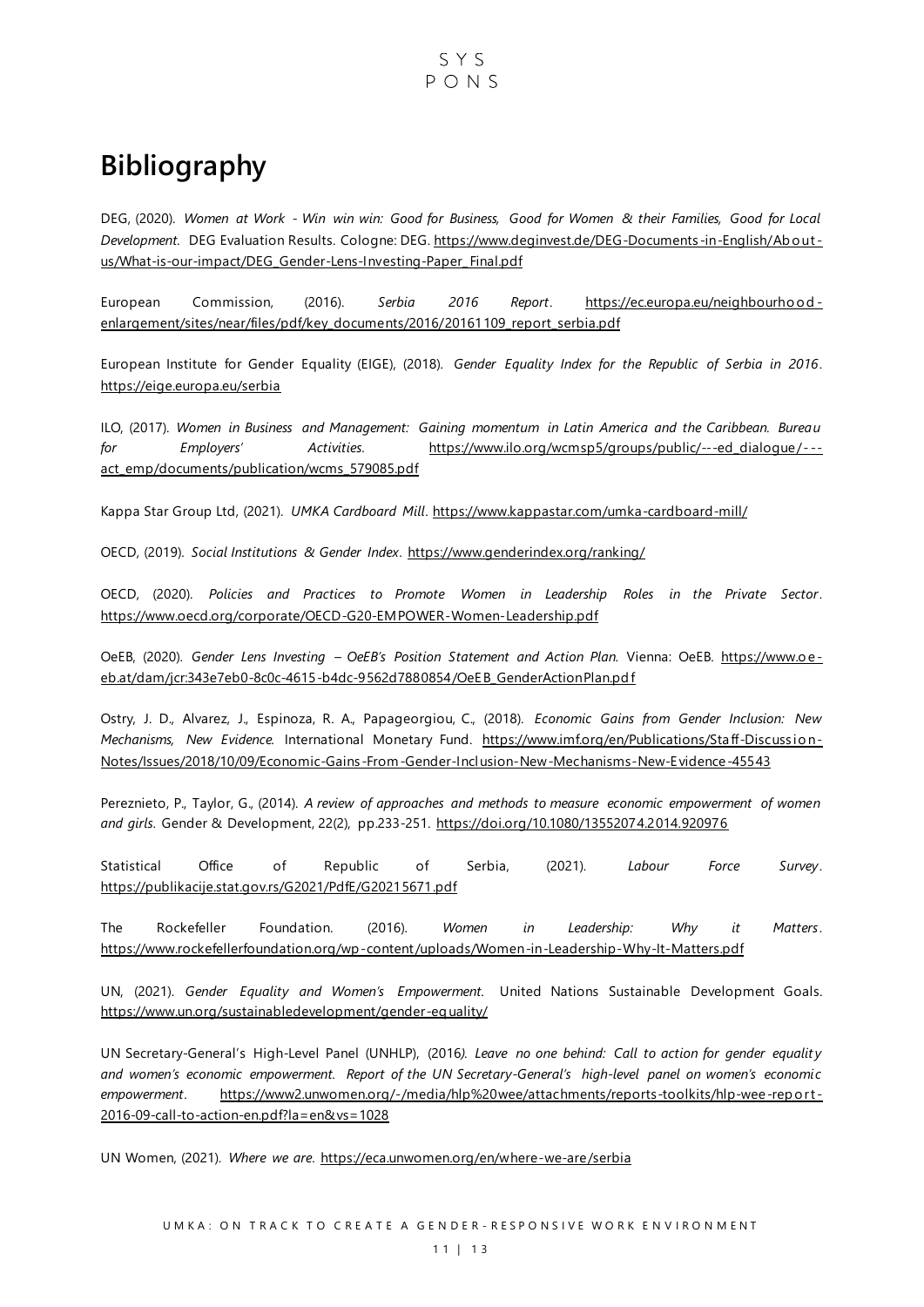# Bibliography

DEG, (2020). *Women at Work - Win win win: Good for Business, Good for Women & their Families, Good for Local Development.* DEG Evaluation Results. Cologne: DEG. https://www.deginvest.de/DEG-Documents-in-English/About-us/What-is-our-impact/DEG_Gender-Lens-Investing-Paper_Final.pdf

European Commission, (2016). *Serbia 2016 Report*. https://ec.europa.eu/neighbourhood-enlargement/sites/near/files/pdf/key_documents/2016/20161109_report_serbia.pdf

European Institute for Gender Equality (EIGE), (2018). *Gender Equality Index for the Republic of Serbia in 2016*. https://eige.europa.eu/serbia

ILO, (2017). *Women in Business and Management: Gaining momentum in Latin America and the Caribbean. Bureau for Employers' Activities*. https://www.ilo.org/wcmsp5/groups/public/---ed_dialogue/---act_emp/documents/publication/wcms_579085.pdf

Kappa Star Group Ltd, (2021). *UMKA Cardboard Mill*. https://www.kappastar.com/umka-cardboard-mill/

OECD, (2019). *Social Institutions & Gender Index*. https://www.genderindex.org/ranking/

OECD, (2020). *Policies and Practices to Promote Women in Leadership Roles in the Private Sector*. https://www.oecd.org/corporate/OECD-G20-EMPOWER-Women-Leadership.pdf

OeEB, (2020). *Gender Lens Investing – OeEB's Position Statement and Action Plan.* Vienna: OeEB. https://www.oe-eb.at/dam/jcr:343e7eb0-8c0c-4615-b4dc-9562d7880854/OeEB_GenderActionPlan.pdf

Ostry, J. D., Alvarez, J., Espinoza, R. A., Papageorgiou, C., (2018). *Economic Gains from Gender Inclusion: New Mechanisms, New Evidence.* International Monetary Fund. https://www.imf.org/en/Publications/Staff-Discussion-Notes/Issues/2018/10/09/Economic-Gains-From-Gender-Inclusion-New-Mechanisms-New-Evidence-45543

Pereznieto, P., Taylor, G., (2014). *A review of approaches and methods to measure economic empowerment of women and girls.* Gender & Development, 22(2), pp.233-251. https://doi.org/10.1080/13552074.2014.920976

Statistical Office of Republic of Serbia, (2021). *Labour Force Survey*. https://publikacije.stat.gov.rs/G2021/PdfE/G20215671.pdf

The Rockefeller Foundation. (2016). *Women in Leadership: Why it Matters*. https://www.rockefellerfoundation.org/wp-content/uploads/Women-in-Leadership-Why-It-Matters.pdf

UN, (2021). *Gender Equality and Women's Empowerment.* United Nations Sustainable Development Goals. https://www.un.org/sustainabledevelopment/gender-equality/

UN Secretary-General's High-Level Panel (UNHLP), (2016*). Leave no one behind: Call to action for gender equality and women's economic empowerment. Report of the UN Secretary-General's high-level panel on women's economic empowerment*. https://www2.unwomen.org/-/media/hlp%20wee/attachments/reports-toolkits/hlp-wee-report-2016-09-call-to-action-en.pdf?la=en&vs=1028

UN Women, (2021). *Where we are*. https://eca.unwomen.org/en/where-we-are/serbia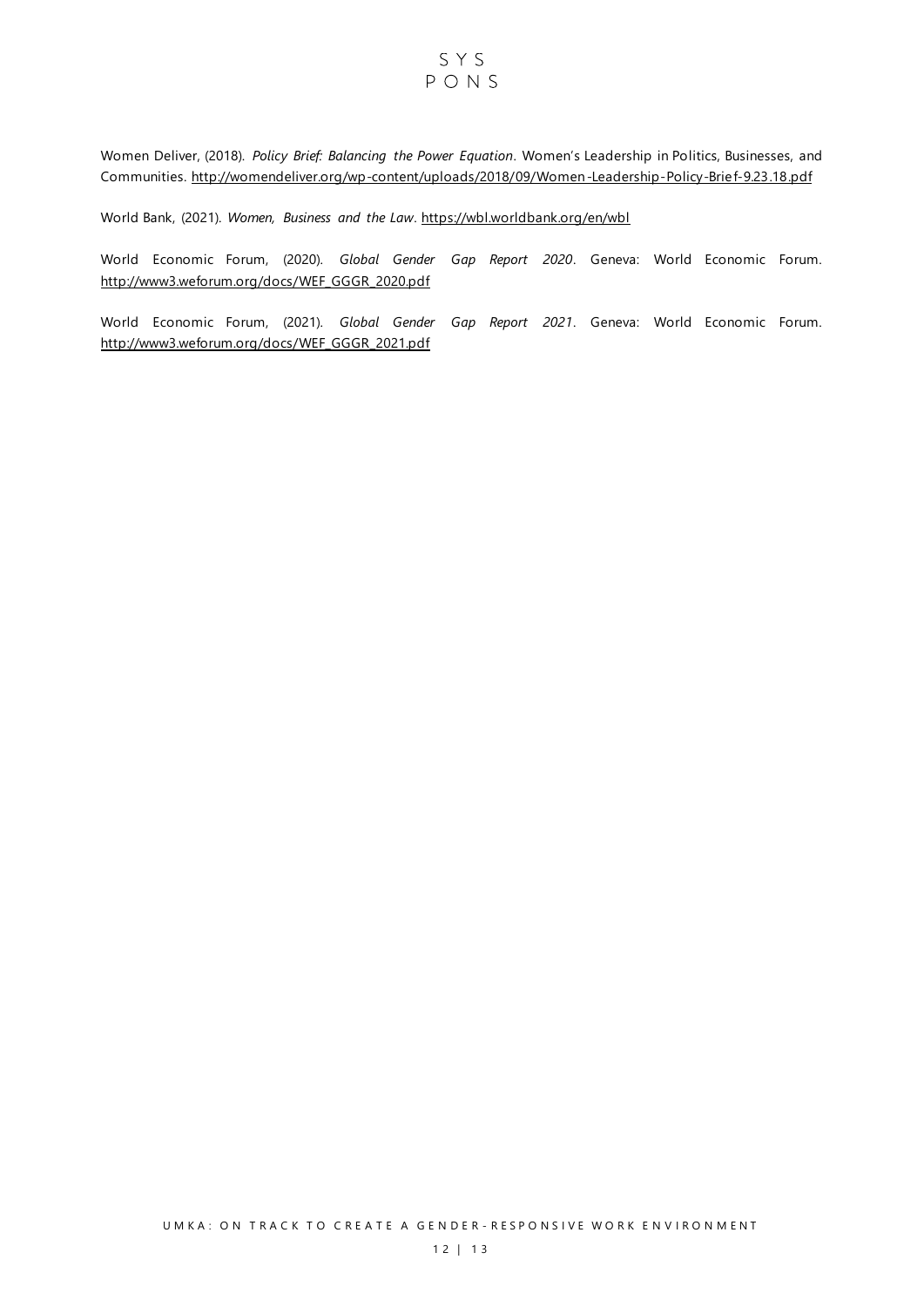Women Deliver, (2018). *Policy Brief: Balancing the Power Equation*. Women's Leadership in Politics, Businesses, and Communities. http://womendeliver.org/wp-content/uploads/2018/09/Women-Leadership-Policy-Brief-9.23.18.pdf

World Bank, (2021). *Women, Business and the Law*. https://wbl.worldbank.org/en/wbl

World Economic Forum, (2020). *Global Gender Gap Report 2020*. Geneva: World Economic Forum. http://www3.weforum.org/docs/WEF_GGGR_2020.pdf

World Economic Forum, (2021). *Global Gender Gap Report 2021*. Geneva: World Economic Forum. http://www3.weforum.org/docs/WEF_GGGR_2021.pdf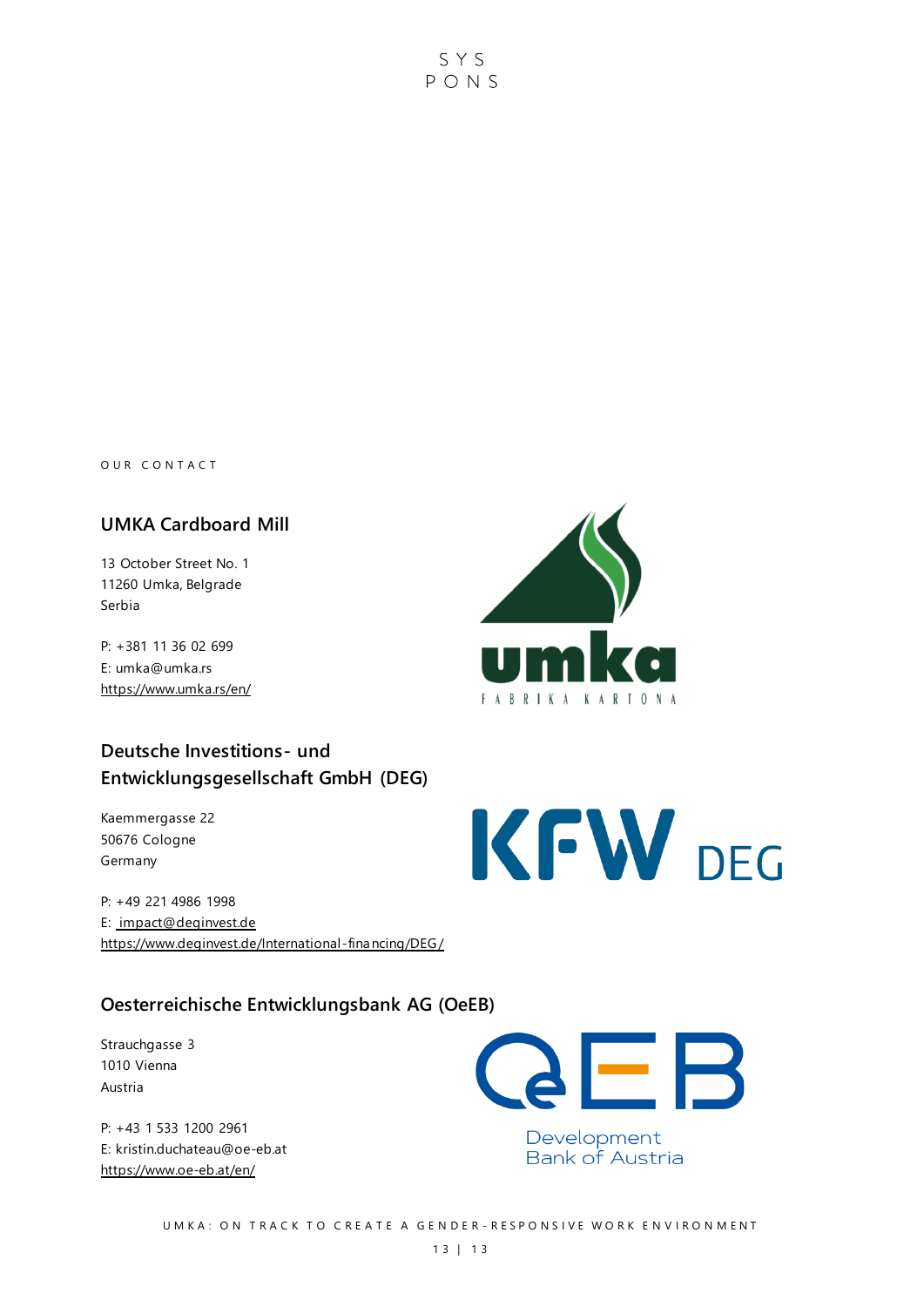OUR CONTACT

## UMKA Cardboard Mill

13 October Street No. 1
11260 Umka, Belgrade
Serbia

P: +381 11 36 02 699
E: umka@umka.rs
https://www.umka.rs/en/

## Deutsche Investitions- und Entwicklungsgesellschaft GmbH (DEG)

Kaemmergasse 22
50676 Cologne
Germany

P: +49 221 4986 1998
E: impact@deginvest.de
https://www.deginvest.de/International-financing/DEG/

## Oesterreichische Entwicklungsbank AG (OeEB)

Strauchgasse 3
1010 Vienna
Austria

P: +43 1 533 1200 2961
E: kristin.duchateau@oe-eb.at
https://www.oe-eb.at/en/